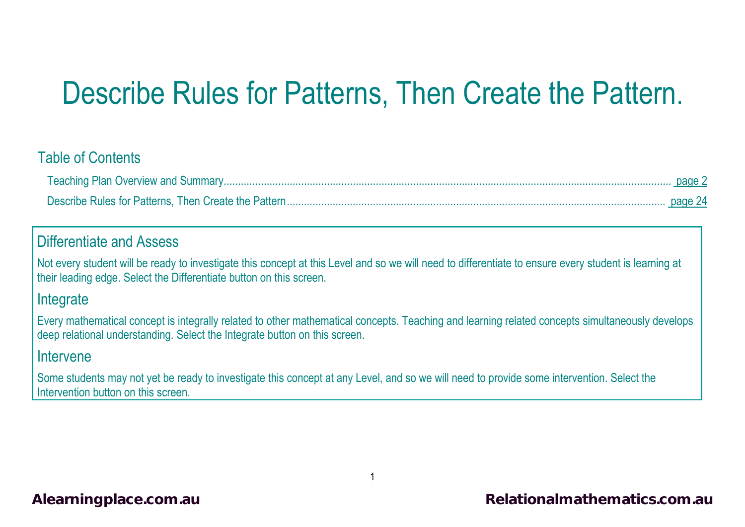# Describe Rules for Patterns, Then Create the Pattern.

## Table of Contents

Teaching Plan Overview and Summary........................................................................................................ page 2

Describe Rules for Patterns, Then Create the Pattern........................................................................................ page 24

## Differentiate and Assess

Not every student will be ready to investigate this concept at this Level and so we will need to differentiate to ensure every student is learning at their leading edge. Select the Differentiate button on this screen.

## Integrate

Every mathematical concept is integrally related to other mathematical concepts. Teaching and learning related concepts simultaneously develops deep relational understanding. Select the Integrate button on this screen.

## Intervene

Some students may not yet be ready to investigate this concept at any Level, and so we will need to provide some intervention. Select the Intervention button on this screen.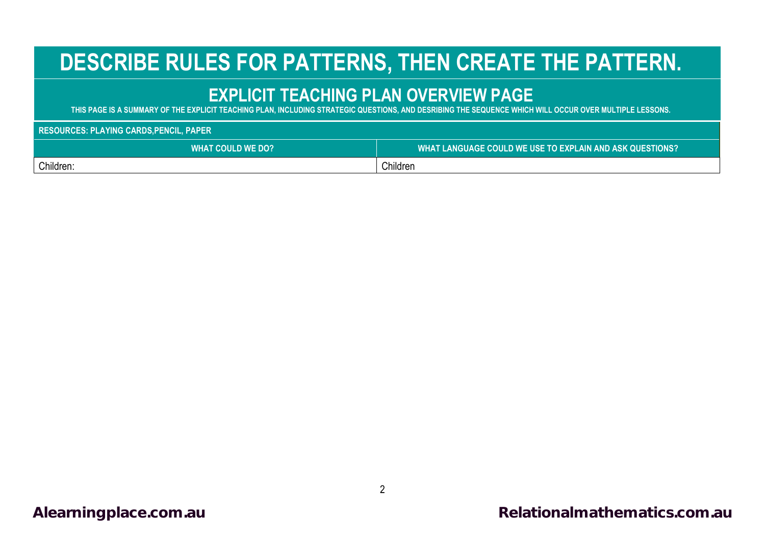# DESCRIBE RULES FOR PATTERNS, THEN CREATE THE PATTERN.

## EXPLICIT TEACHING PLAN OVERVIEW PAGE

**THIS PAGE IS A SUMMARY OF THE EXPLICIT TEACHING PLAN, INCLUDING STRATEGIC QUESTIONS, AND DESRIBING THE SEQUENCE WHICH WILL OCCUR OVER MULTIPLE LESSONS.**

**RESOURCES: PLAYING CARDS,PENCIL, PAPER**

| WHAT COULD WE DO? | WHAT LANGUAGE COULD WE USE TO EXPLAIN AND ASK QUESTIONS? |
| --- | --- |
| Children: | Children |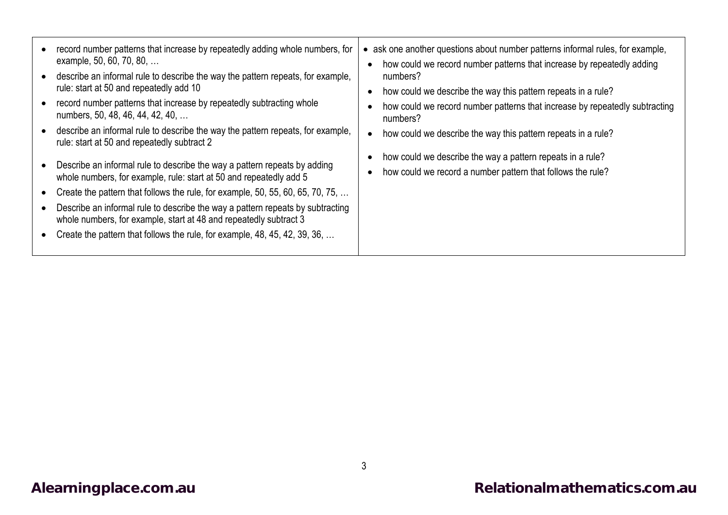| | |
|---|---|
| • record number patterns that increase by repeatedly adding whole numbers, for example, 50, 60, 70, 80, …<br>• describe an informal rule to describe the way the pattern repeats, for example, rule: start at 50 and repeatedly add 10<br>• record number patterns that increase by repeatedly subtracting whole numbers, 50, 48, 46, 44, 42, 40, …<br>• describe an informal rule to describe the way the pattern repeats, for example, rule: start at 50 and repeatedly subtract 2<br>• Describe an informal rule to describe the way a pattern repeats by adding whole numbers, for example, rule: start at 50 and repeatedly add 5<br>• Create the pattern that follows the rule, for example, 50, 55, 60, 65, 70, 75, …<br>• Describe an informal rule to describe the way a pattern repeats by subtracting whole numbers, for example, start at 48 and repeatedly subtract 3<br>• Create the pattern that follows the rule, for example, 48, 45, 42, 39, 36, … | • ask one another questions about number patterns informal rules, for example,<br>• how could we record number patterns that increase by repeatedly adding numbers?<br>• how could we describe the way this pattern repeats in a rule?<br>• how could we record number patterns that increase by repeatedly subtracting numbers?<br>• how could we describe the way this pattern repeats in a rule?<br>• how could we describe the way a pattern repeats in a rule?<br>• how could we record a number pattern that follows the rule? |

Alearningplace.com.au

Relationalmathematics.com.au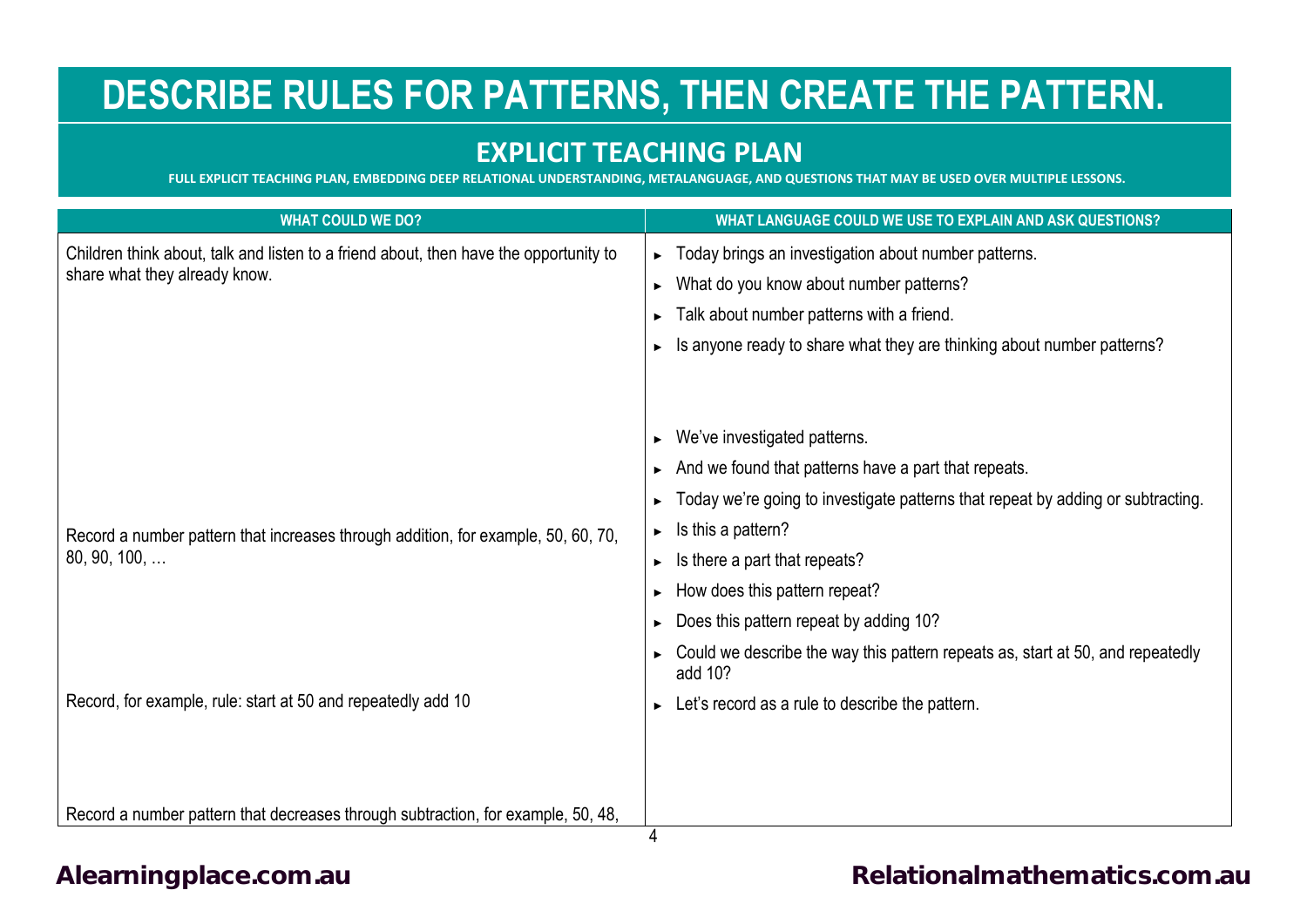# DESCRIBE RULES FOR PATTERNS, THEN CREATE THE PATTERN.

## EXPLICIT TEACHING PLAN

FULL EXPLICIT TEACHING PLAN, EMBEDDING DEEP RELATIONAL UNDERSTANDING, METALANGUAGE, AND QUESTIONS THAT MAY BE USED OVER MULTIPLE LESSONS.

| WHAT COULD WE DO? | WHAT LANGUAGE COULD WE USE TO EXPLAIN AND ASK QUESTIONS? |
| --- | --- |
| Children think about, talk and listen to a friend about, then have the opportunity to share what they already know. | ► Today brings an investigation about number patterns.<br>► What do you know about number patterns?<br>► Talk about number patterns with a friend.<br>► Is anyone ready to share what they are thinking about number patterns? |
| | ► We've investigated patterns.<br>► And we found that patterns have a part that repeats.<br>► Today we're going to investigate patterns that repeat by adding or subtracting. |
| Record a number pattern that increases through addition, for example, 50, 60, 70, 80, 90, 100, … | ► Is this a pattern?<br>► Is there a part that repeats?<br>► How does this pattern repeat?<br>► Does this pattern repeat by adding 10?<br>► Could we describe the way this pattern repeats as, start at 50, and repeatedly add 10? |
| Record, for example, rule: start at 50 and repeatedly add 10 | ► Let's record as a rule to describe the pattern. |
| Record a number pattern that decreases through subtraction, for example, 50, 48, | |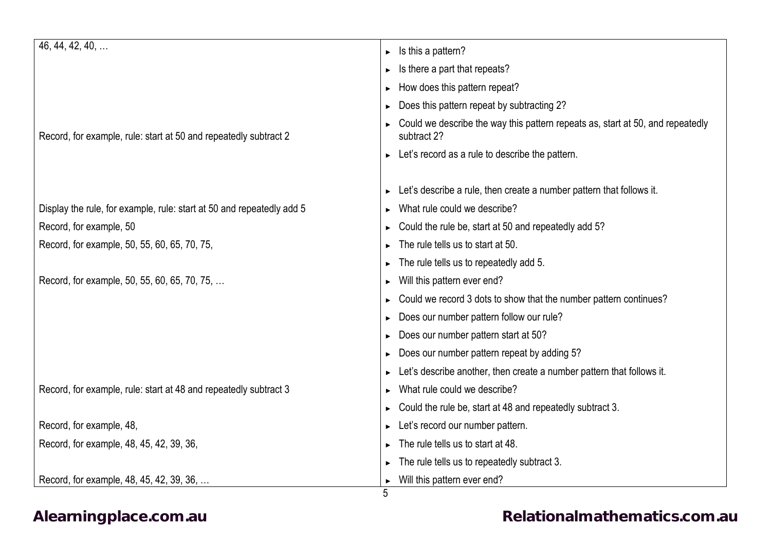| | |
|---|---|
| 46, 44, 42, 40, … | ► Is this a pattern? |
| | ► Is there a part that repeats? |
| | ► How does this pattern repeat? |
| | ► Does this pattern repeat by subtracting 2? |
| Record, for example, rule: start at 50 and repeatedly subtract 2 | ► Could we describe the way this pattern repeats as, start at 50, and repeatedly subtract 2? |
| | ► Let's record as a rule to describe the pattern. |
| | |
| | ► Let's describe a rule, then create a number pattern that follows it. |
| Display the rule, for example, rule: start at 50 and repeatedly add 5 | ► What rule could we describe? |
| Record, for example, 50 | ► Could the rule be, start at 50 and repeatedly add 5? |
| Record, for example, 50, 55, 60, 65, 70, 75, | ► The rule tells us to start at 50. |
| | ► The rule tells us to repeatedly add 5. |
| Record, for example, 50, 55, 60, 65, 70, 75, … | ► Will this pattern ever end? |
| | ► Could we record 3 dots to show that the number pattern continues? |
| | ► Does our number pattern follow our rule? |
| | ► Does our number pattern start at 50? |
| | ► Does our number pattern repeat by adding 5? |
| | ► Let's describe another, then create a number pattern that follows it. |
| Record, for example, rule: start at 48 and repeatedly subtract 3 | ► What rule could we describe? |
| | ► Could the rule be, start at 48 and repeatedly subtract 3. |
| Record, for example, 48, | ► Let's record our number pattern. |
| Record, for example, 48, 45, 42, 39, 36, | ► The rule tells us to start at 48. |
| | ► The rule tells us to repeatedly subtract 3. |
| Record, for example, 48, 45, 42, 39, 36, … | ► Will this pattern ever end? |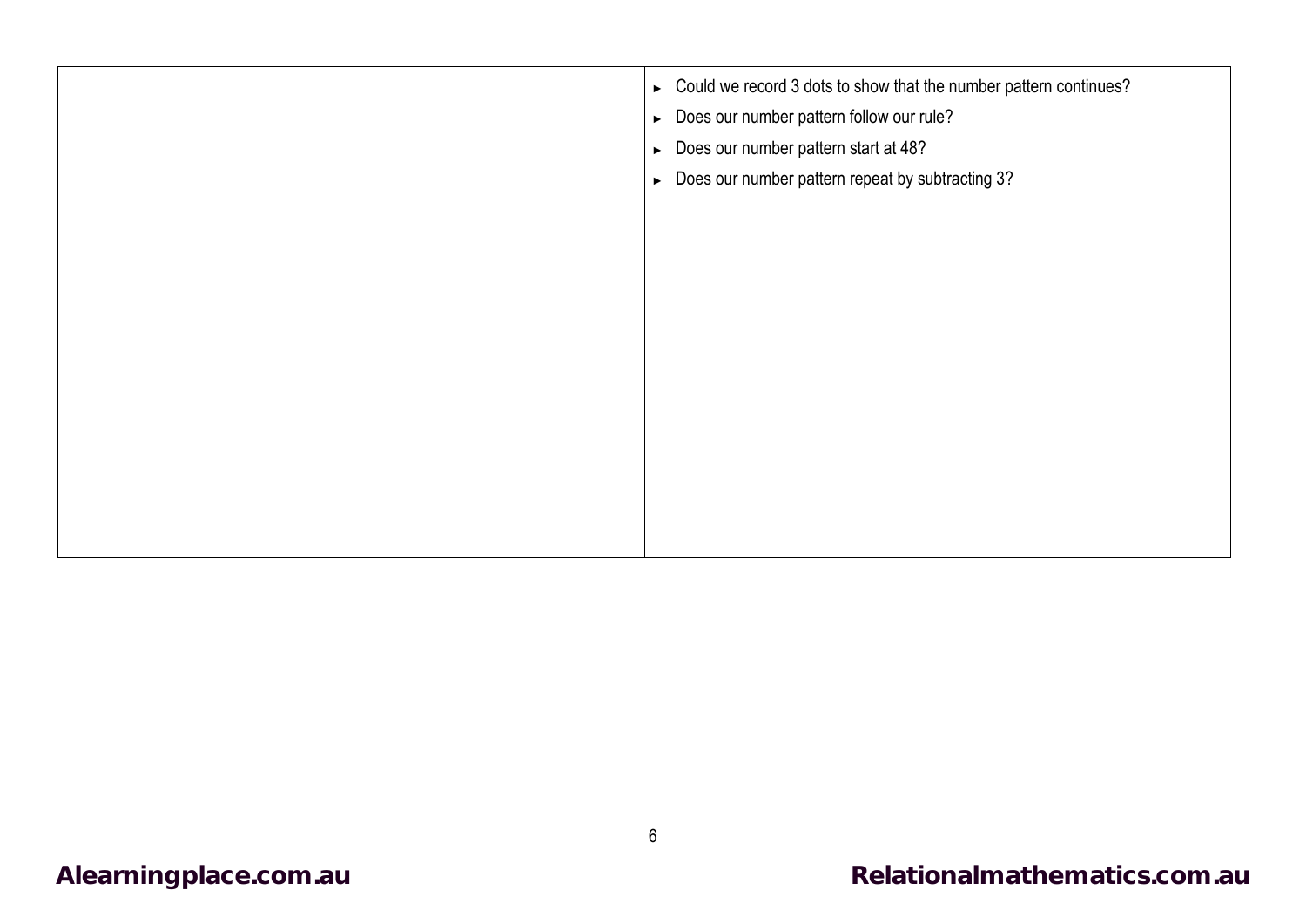| | |
|---|---|
| | ► Could we record 3 dots to show that the number pattern continues?<br>► Does our number pattern follow our rule?<br>► Does our number pattern start at 48?<br>► Does our number pattern repeat by subtracting 3? |